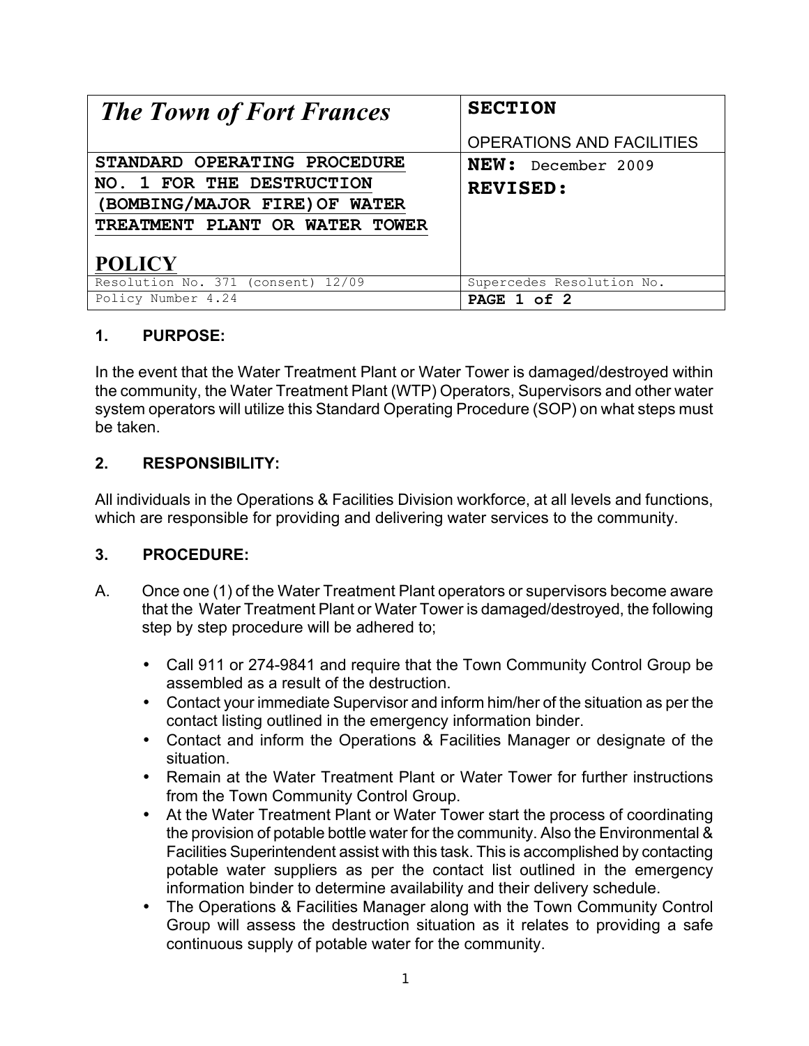| *The Town of Fort Frances* | **SECTION**<br>OPERATIONS AND FACILITIES |
| --- | --- |
| **STANDARD OPERATING PROCEDURE NO. 1 FOR THE DESTRUCTION (BOMBING/MAJOR FIRE)OF WATER TREATMENT PLANT OR WATER TOWER**<br><br>**POLICY** | **NEW:** December 2009<br>**REVISED:** |
| Resolution No. 371 (consent) 12/09 | Supercedes Resolution No. |
| Policy Number 4.24 | **PAGE 1 of 2** |

## 1. PURPOSE:

In the event that the Water Treatment Plant or Water Tower is damaged/destroyed within the community, the Water Treatment Plant (WTP) Operators, Supervisors and other water system operators will utilize this Standard Operating Procedure (SOP) on what steps must be taken.

## 2. RESPONSIBILITY:

All individuals in the Operations & Facilities Division workforce, at all levels and functions, which are responsible for providing and delivering water services to the community.

## 3. PROCEDURE:

A. Once one (1) of the Water Treatment Plant operators or supervisors become aware that the Water Treatment Plant or Water Tower is damaged/destroyed, the following step by step procedure will be adhered to;

- Call 911 or 274-9841 and require that the Town Community Control Group be assembled as a result of the destruction.
- Contact your immediate Supervisor and inform him/her of the situation as per the contact listing outlined in the emergency information binder.
- Contact and inform the Operations & Facilities Manager or designate of the situation.
- Remain at the Water Treatment Plant or Water Tower for further instructions from the Town Community Control Group.
- At the Water Treatment Plant or Water Tower start the process of coordinating the provision of potable bottle water for the community. Also the Environmental & Facilities Superintendent assist with this task. This is accomplished by contacting potable water suppliers as per the contact list outlined in the emergency information binder to determine availability and their delivery schedule.
- The Operations & Facilities Manager along with the Town Community Control Group will assess the destruction situation as it relates to providing a safe continuous supply of potable water for the community.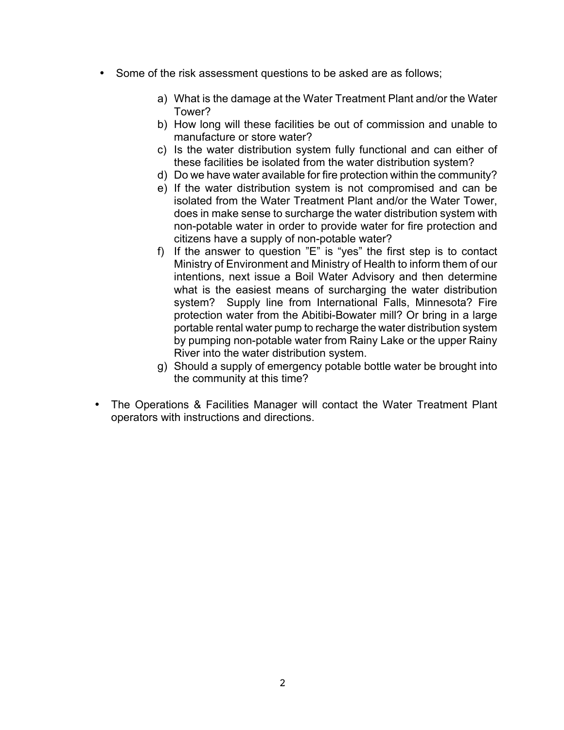- Some of the risk assessment questions to be asked are as follows;

    a) What is the damage at the Water Treatment Plant and/or the Water Tower?
    b) How long will these facilities be out of commission and unable to manufacture or store water?
    c) Is the water distribution system fully functional and can either of these facilities be isolated from the water distribution system?
    d) Do we have water available for fire protection within the community?
    e) If the water distribution system is not compromised and can be isolated from the Water Treatment Plant and/or the Water Tower, does in make sense to surcharge the water distribution system with non-potable water in order to provide water for fire protection and citizens have a supply of non-potable water?
    f) If the answer to question ”E” is “yes” the first step is to contact Ministry of Environment and Ministry of Health to inform them of our intentions, next issue a Boil Water Advisory and then determine what is the easiest means of surcharging the water distribution system? Supply line from International Falls, Minnesota? Fire protection water from the Abitibi-Bowater mill? Or bring in a large portable rental water pump to recharge the water distribution system by pumping non-potable water from Rainy Lake or the upper Rainy River into the water distribution system.
    g) Should a supply of emergency potable bottle water be brought into the community at this time?

- The Operations & Facilities Manager will contact the Water Treatment Plant operators with instructions and directions.